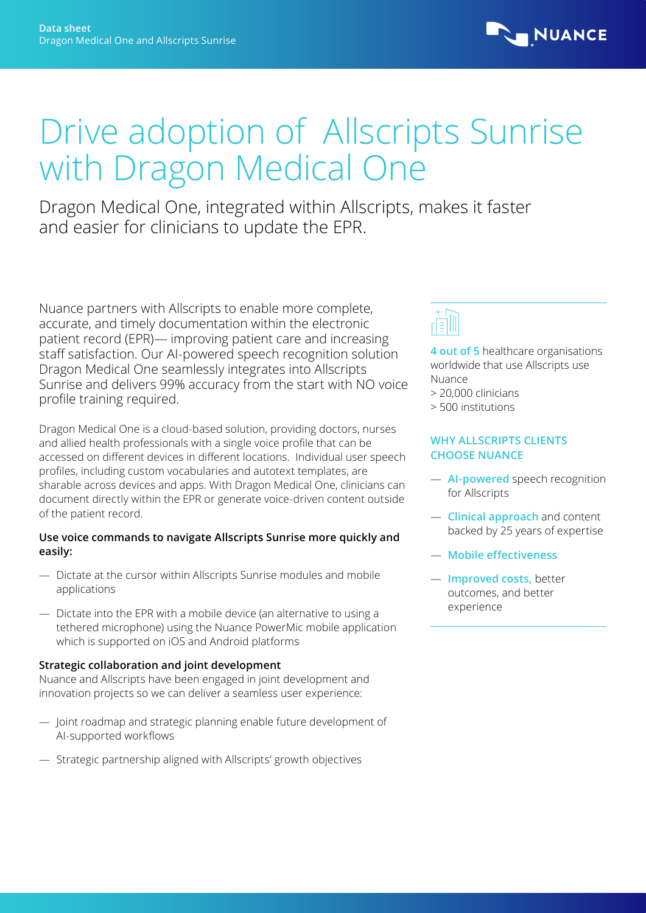# Drive adoption of Allscripts Sunrise with Dragon Medical One

## Dragon Medical One, integrated within Allscripts, makes it faster and easier for clinicians to update the EPR.

Nuance partners with Allscripts to enable more complete, accurate, and timely documentation within the electronic patient record (EPR)— improving patient care and increasing staff satisfaction. Our AI-powered speech recognition solution Dragon Medical One seamlessly integrates into Allscripts Sunrise and delivers 99% accuracy from the start with NO voice profile training required.

Dragon Medical One is a cloud-based solution, providing doctors, nurses and allied health professionals with a single voice profile that can be accessed on different devices in different locations. Individual user speech profiles, including custom vocabularies and autotext templates, are sharable across devices and apps. With Dragon Medical One, clinicians can document directly within the EPR or generate voice-driven content outside of the patient record.

**Use voice commands to navigate Allscripts Sunrise more quickly and easily:**

- Dictate at the cursor within Allscripts Sunrise modules and mobile applications
- Dictate into the EPR with a mobile device (an alternative to using a tethered microphone) using the Nuance PowerMic mobile application which is supported on iOS and Android platforms

**Strategic collaboration and joint development**

Nuance and Allscripts have been engaged in joint development and innovation projects so we can deliver a seamless user experience:

- Joint roadmap and strategic planning enable future development of AI-supported workflows
- Strategic partnership aligned with Allscripts' growth objectives

**4 out of 5** healthcare organisations worldwide that use Allscripts use Nuance

> 20,000 clinicians

> 500 institutions

### WHY ALLSCRIPTS CLIENTS CHOOSE NUANCE

- **AI-powered** speech recognition for Allscripts
- **Clinical approach** and content backed by 25 years of expertise
- **Mobile effectiveness**
- **Improved costs,** better outcomes, and better experience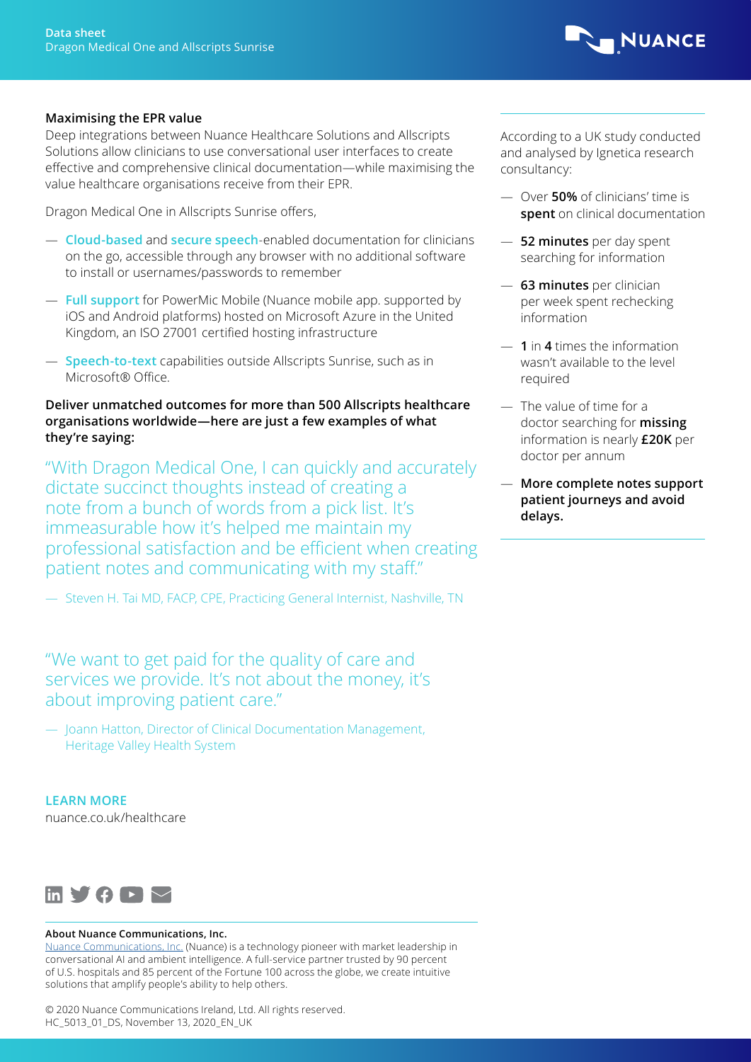## Maximising the EPR value

Deep integrations between Nuance Healthcare Solutions and Allscripts Solutions allow clinicians to use conversational user interfaces to create effective and comprehensive clinical documentation—while maximising the value healthcare organisations receive from their EPR.

Dragon Medical One in Allscripts Sunrise offers,

- **Cloud-based** and **secure speech**-enabled documentation for clinicians on the go, accessible through any browser with no additional software to install or usernames/passwords to remember
- **Full support** for PowerMic Mobile (Nuance mobile app. supported by iOS and Android platforms) hosted on Microsoft Azure in the United Kingdom, an ISO 27001 certified hosting infrastructure
- **Speech-to-text** capabilities outside Allscripts Sunrise, such as in Microsoft® Office.

**Deliver unmatched outcomes for more than 500 Allscripts healthcare organisations worldwide—here are just a few examples of what they're saying:**

"With Dragon Medical One, I can quickly and accurately dictate succinct thoughts instead of creating a note from a bunch of words from a pick list. It's immeasurable how it's helped me maintain my professional satisfaction and be efficient when creating patient notes and communicating with my staff."

— Steven H. Tai MD, FACP, CPE, Practicing General Internist, Nashville, TN

"We want to get paid for the quality of care and services we provide. It's not about the money, it's about improving patient care."

— Joann Hatton, Director of Clinical Documentation Management, Heritage Valley Health System

According to a UK study conducted and analysed by Ignetica research consultancy:

- Over **50%** of clinicians' time is **spent** on clinical documentation
- **52 minutes** per day spent searching for information
- **63 minutes** per clinician per week spent rechecking information
- **1** in **4** times the information wasn't available to the level required
- The value of time for a doctor searching for **missing** information is nearly **£20K** per doctor per annum
- **More complete notes support patient journeys and avoid delays.**

**LEARN MORE**
nuance.co.uk/healthcare

**About Nuance Communications, Inc.**
Nuance Communications, Inc. (Nuance) is a technology pioneer with market leadership in conversational AI and ambient intelligence. A full-service partner trusted by 90 percent of U.S. hospitals and 85 percent of the Fortune 100 across the globe, we create intuitive solutions that amplify people's ability to help others.

© 2020 Nuance Communications Ireland, Ltd. All rights reserved.
HC_5013_01_DS, November 13, 2020_EN_UK